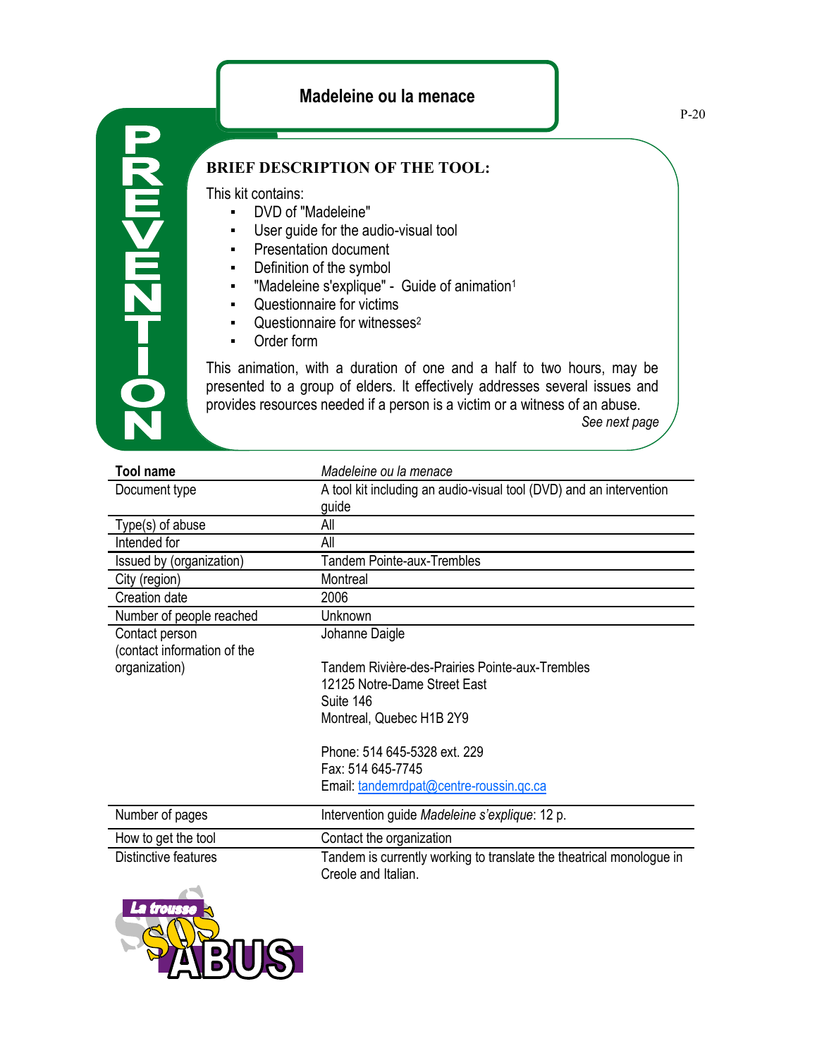# Madeleine ou la menace

PREVENTION

## BRIEF DESCRIPTION OF THE TOOL:

This kit contains:

- DVD of "Madeleine"
- User guide for the audio-visual tool
- Presentation document
- Definition of the symbol
- "Madeleine s'explique" - Guide of animation[1]
- Questionnaire for victims
- Questionnaire for witnesses[2]
- Order form

This animation, with a duration of one and a half to two hours, may be presented to a group of elders. It effectively addresses several issues and provides resources needed if a person is a victim or a witness of an abuse.

*See next page*

| **Tool name** | *Madeleine ou la menace* |
|---|---|
| Document type | A tool kit including an audio-visual tool (DVD) and an intervention guide |
| Type(s) of abuse | All |
| Intended for | All |
| Issued by (organization) | Tandem Pointe-aux-Trembles |
| City (region) | Montreal |
| Creation date | 2006 |
| Number of people reached | Unknown |
| Contact person (contact information of the organization) | Johanne Daigle<br><br>Tandem Rivière-des-Prairies Pointe-aux-Trembles<br>12125 Notre-Dame Street East<br>Suite 146<br>Montreal, Quebec H1B 2Y9<br><br>Phone: 514 645-5328 ext. 229<br>Fax: 514 645-7745<br>Email: tandemrdpat@centre-roussin.qc.ca |
| Number of pages | Intervention guide *Madeleine s'explique*: 12 p. |
| How to get the tool | Contact the organization |
| Distinctive features | Tandem is currently working to translate the theatrical monologue in Creole and Italian. |

La trousse SOS ABUS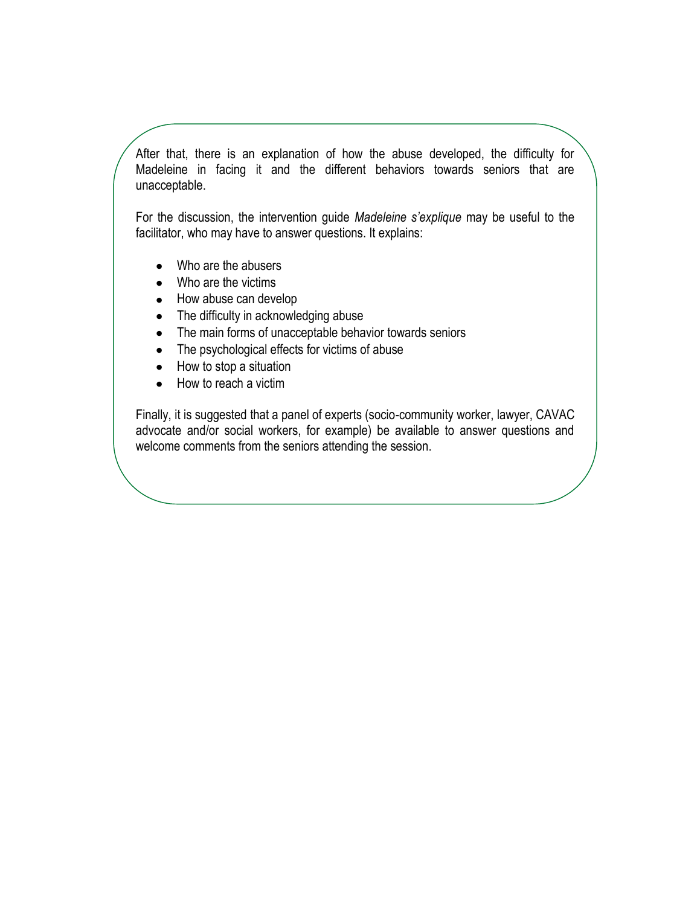After that, there is an explanation of how the abuse developed, the difficulty for Madeleine in facing it and the different behaviors towards seniors that are unacceptable.

For the discussion, the intervention guide *Madeleine s'explique* may be useful to the facilitator, who may have to answer questions. It explains:

- Who are the abusers
- Who are the victims
- How abuse can develop
- The difficulty in acknowledging abuse
- The main forms of unacceptable behavior towards seniors
- The psychological effects for victims of abuse
- How to stop a situation
- How to reach a victim

Finally, it is suggested that a panel of experts (socio-community worker, lawyer, CAVAC advocate and/or social workers, for example) be available to answer questions and welcome comments from the seniors attending the session.